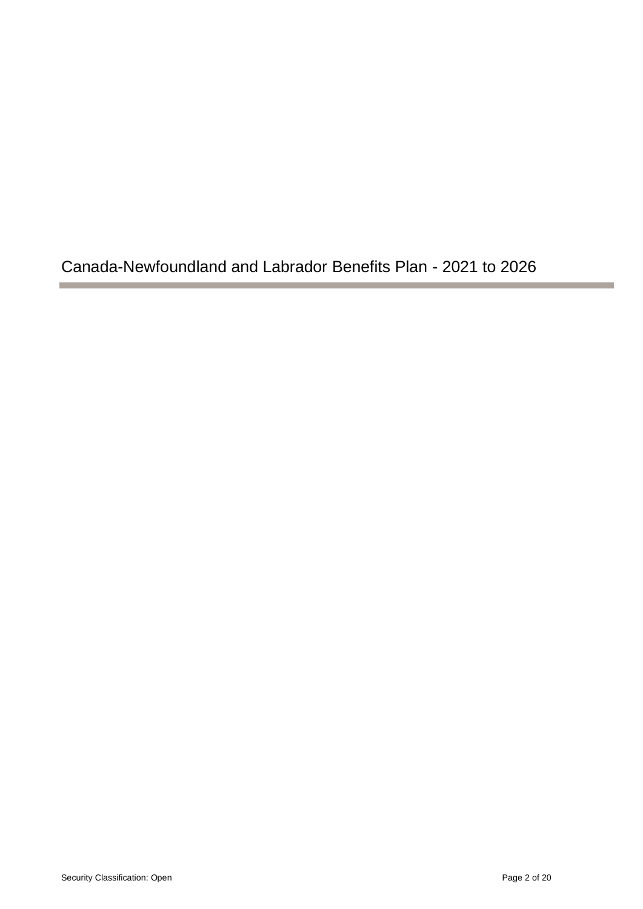# Canada-Newfoundland and Labrador Benefits Plan - 2021 to 2026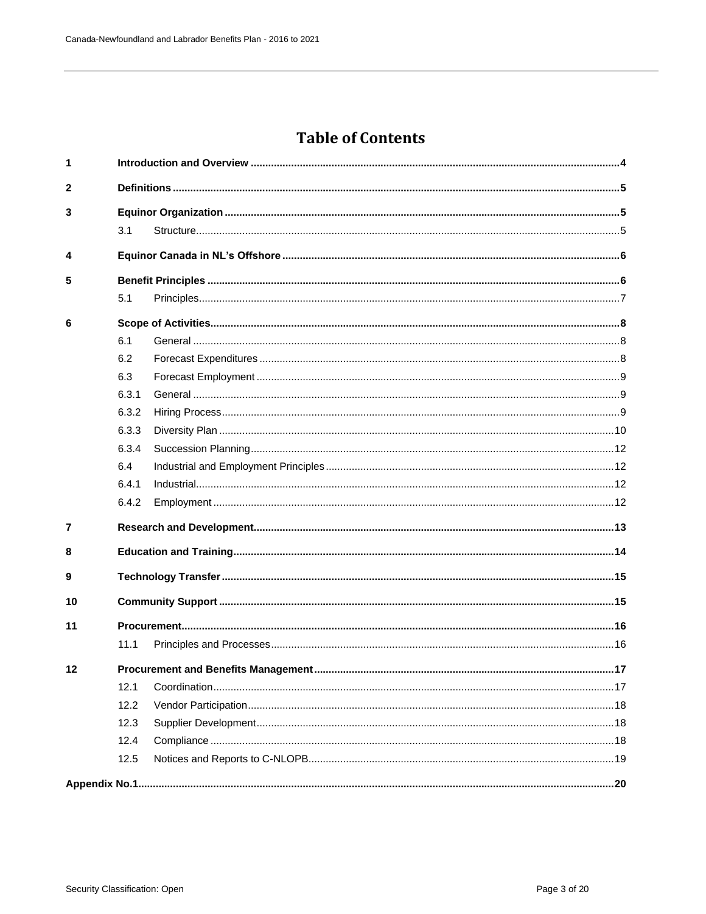# Table of Contents

| | | |
|---|---|---|
| **1** | **Introduction and Overview** | **4** |
| **2** | **Definitions** | **5** |
| **3** | **Equinor Organization** | **5** |
| 3.1 | Structure | 5 |
| **4** | **Equinor Canada in NL's Offshore** | **6** |
| **5** | **Benefit Principles** | **6** |
| 5.1 | Principles | 7 |
| **6** | **Scope of Activities** | **8** |
| 6.1 | General | 8 |
| 6.2 | Forecast Expenditures | 8 |
| 6.3 | Forecast Employment | 9 |
| 6.3.1 | General | 9 |
| 6.3.2 | Hiring Process | 9 |
| 6.3.3 | Diversity Plan | 10 |
| 6.3.4 | Succession Planning | 12 |
| 6.4 | Industrial and Employment Principles | 12 |
| 6.4.1 | Industrial | 12 |
| 6.4.2 | Employment | 12 |
| **7** | **Research and Development** | **13** |
| **8** | **Education and Training** | **14** |
| **9** | **Technology Transfer** | **15** |
| **10** | **Community Support** | **15** |
| **11** | **Procurement** | **16** |
| 11.1 | Principles and Processes | 16 |
| **12** | **Procurement and Benefits Management** | **17** |
| 12.1 | Coordination | 17 |
| 12.2 | Vendor Participation | 18 |
| 12.3 | Supplier Development | 18 |
| 12.4 | Compliance | 18 |
| 12.5 | Notices and Reports to C-NLOPB | 19 |
| **Appendix No.1** | | **20** |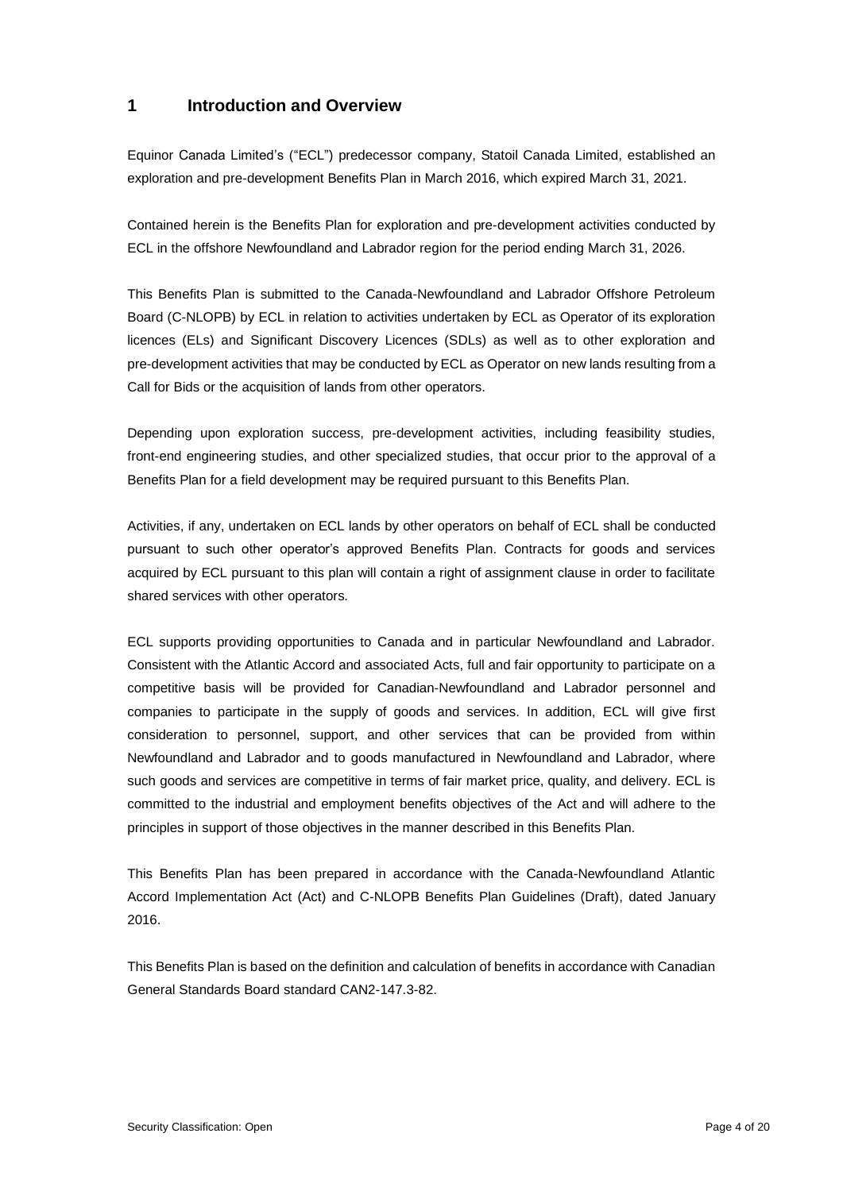# 1 Introduction and Overview

Equinor Canada Limited's ("ECL") predecessor company, Statoil Canada Limited, established an exploration and pre-development Benefits Plan in March 2016, which expired March 31, 2021.

Contained herein is the Benefits Plan for exploration and pre-development activities conducted by ECL in the offshore Newfoundland and Labrador region for the period ending March 31, 2026.

This Benefits Plan is submitted to the Canada-Newfoundland and Labrador Offshore Petroleum Board (C-NLOPB) by ECL in relation to activities undertaken by ECL as Operator of its exploration licences (ELs) and Significant Discovery Licences (SDLs) as well as to other exploration and pre-development activities that may be conducted by ECL as Operator on new lands resulting from a Call for Bids or the acquisition of lands from other operators.

Depending upon exploration success, pre-development activities, including feasibility studies, front-end engineering studies, and other specialized studies, that occur prior to the approval of a Benefits Plan for a field development may be required pursuant to this Benefits Plan.

Activities, if any, undertaken on ECL lands by other operators on behalf of ECL shall be conducted pursuant to such other operator's approved Benefits Plan. Contracts for goods and services acquired by ECL pursuant to this plan will contain a right of assignment clause in order to facilitate shared services with other operators.

ECL supports providing opportunities to Canada and in particular Newfoundland and Labrador. Consistent with the Atlantic Accord and associated Acts, full and fair opportunity to participate on a competitive basis will be provided for Canadian-Newfoundland and Labrador personnel and companies to participate in the supply of goods and services. In addition, ECL will give first consideration to personnel, support, and other services that can be provided from within Newfoundland and Labrador and to goods manufactured in Newfoundland and Labrador, where such goods and services are competitive in terms of fair market price, quality, and delivery. ECL is committed to the industrial and employment benefits objectives of the Act and will adhere to the principles in support of those objectives in the manner described in this Benefits Plan.

This Benefits Plan has been prepared in accordance with the Canada-Newfoundland Atlantic Accord Implementation Act (Act) and C-NLOPB Benefits Plan Guidelines (Draft), dated January 2016.

This Benefits Plan is based on the definition and calculation of benefits in accordance with Canadian General Standards Board standard CAN2-147.3-82.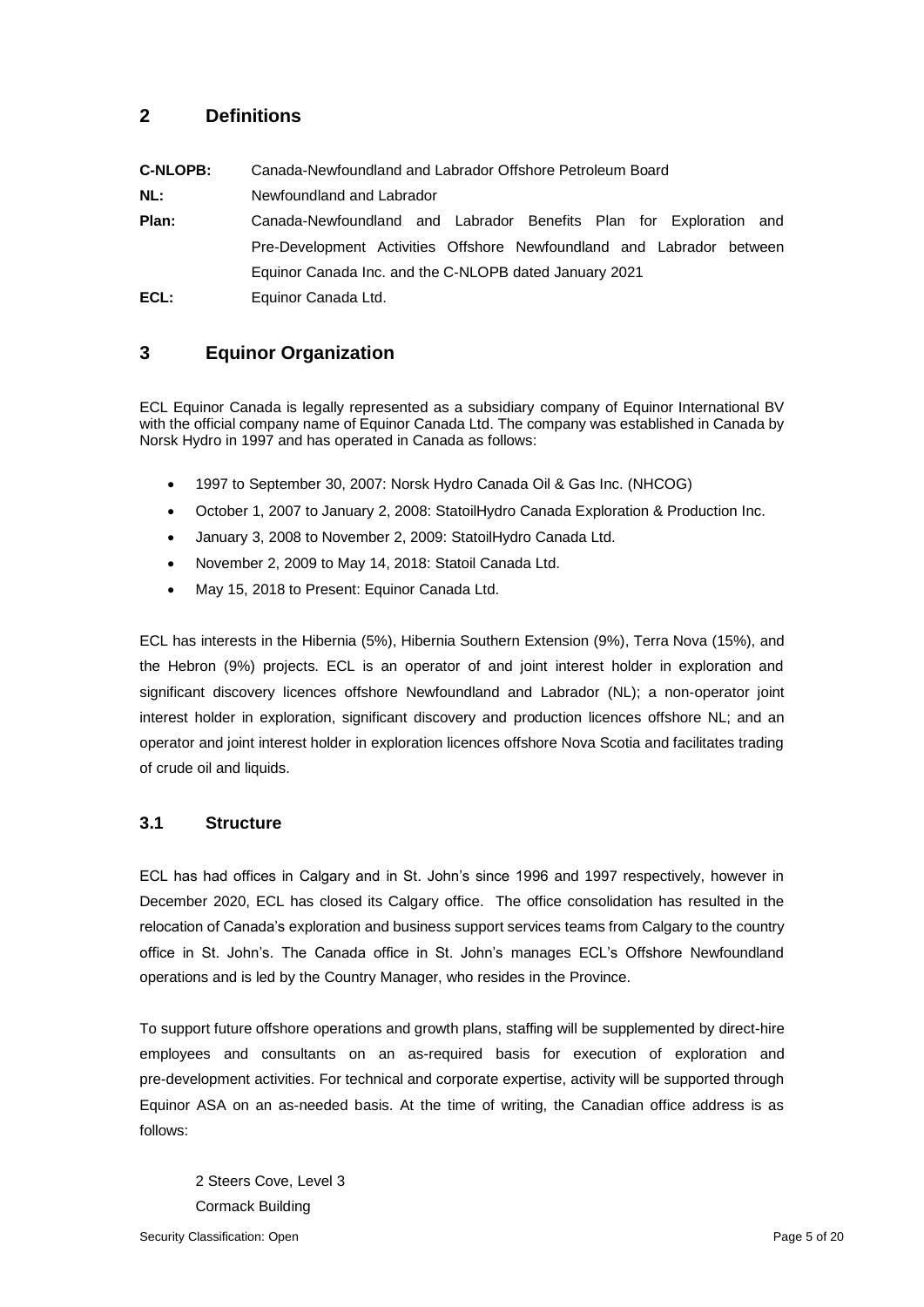## 2 Definitions

**C-NLOPB:** Canada-Newfoundland and Labrador Offshore Petroleum Board

**NL:** Newfoundland and Labrador

**Plan:** Canada-Newfoundland and Labrador Benefits Plan for Exploration and Pre-Development Activities Offshore Newfoundland and Labrador between Equinor Canada Inc. and the C-NLOPB dated January 2021

**ECL:** Equinor Canada Ltd.

## 3 Equinor Organization

ECL Equinor Canada is legally represented as a subsidiary company of Equinor International BV with the official company name of Equinor Canada Ltd. The company was established in Canada by Norsk Hydro in 1997 and has operated in Canada as follows:

- 1997 to September 30, 2007: Norsk Hydro Canada Oil & Gas Inc. (NHCOG)
- October 1, 2007 to January 2, 2008: StatoilHydro Canada Exploration & Production Inc.
- January 3, 2008 to November 2, 2009: StatoilHydro Canada Ltd.
- November 2, 2009 to May 14, 2018: Statoil Canada Ltd.
- May 15, 2018 to Present: Equinor Canada Ltd.

ECL has interests in the Hibernia (5%), Hibernia Southern Extension (9%), Terra Nova (15%), and the Hebron (9%) projects. ECL is an operator of and joint interest holder in exploration and significant discovery licences offshore Newfoundland and Labrador (NL); a non-operator joint interest holder in exploration, significant discovery and production licences offshore NL; and an operator and joint interest holder in exploration licences offshore Nova Scotia and facilitates trading of crude oil and liquids.

### 3.1 Structure

ECL has had offices in Calgary and in St. John's since 1996 and 1997 respectively, however in December 2020, ECL has closed its Calgary office. The office consolidation has resulted in the relocation of Canada's exploration and business support services teams from Calgary to the country office in St. John's. The Canada office in St. John's manages ECL's Offshore Newfoundland operations and is led by the Country Manager, who resides in the Province.

To support future offshore operations and growth plans, staffing will be supplemented by direct-hire employees and consultants on an as-required basis for execution of exploration and pre-development activities. For technical and corporate expertise, activity will be supported through Equinor ASA on an as-needed basis. At the time of writing, the Canadian office address is as follows:

2 Steers Cove, Level 3
Cormack Building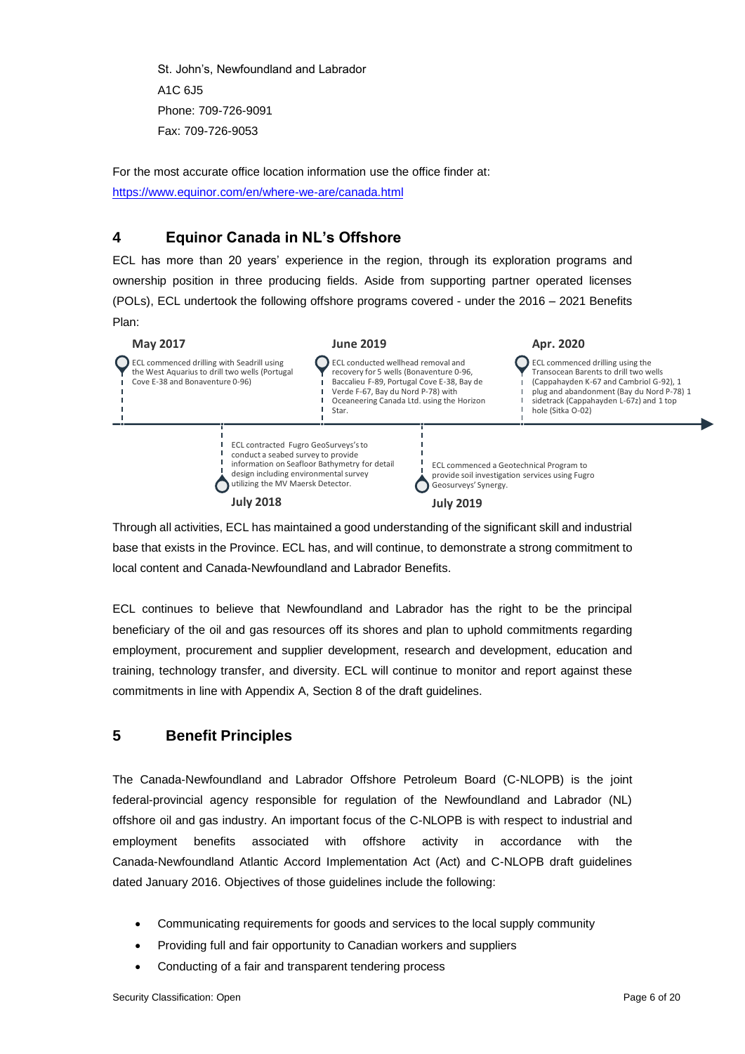St. John's, Newfoundland and Labrador
A1C 6J5
Phone: 709-726-9091
Fax: 709-726-9053

For the most accurate office location information use the office finder at: https://www.equinor.com/en/where-we-are/canada.html

## 4 Equinor Canada in NL's Offshore

ECL has more than 20 years' experience in the region, through its exploration programs and ownership position in three producing fields. Aside from supporting partner operated licenses (POLs), ECL undertook the following offshore programs covered - under the 2016 – 2021 Benefits Plan:

**May 2017**
ECL commenced drilling with Seadrill using the West Aquarius to drill two wells (Portugal Cove E-38 and Bonaventure 0-96)

**July 2018**
ECL contracted Fugro GeoSurveys's to conduct a seabed survey to provide information on Seafloor Bathymetry for detail design including environmental survey utilizing the MV Maersk Detector.

**June 2019**
ECL conducted wellhead removal and recovery for 5 wells (Bonaventure 0-96, Baccalieu F-89, Portugal Cove E-38, Bay de Verde F-67, Bay du Nord P-78) with Oceaneering Canada Ltd. using the Horizon Star.

**July 2019**
ECL commenced a Geotechnical Program to provide soil investigation services using Fugro Geosurveys' Synergy.

**Apr. 2020**
ECL commenced drilling using the Transocean Barents to drill two wells (Cappahayden K-67 and Cambriol G-92), 1 plug and abandonment (Bay du Nord P-78) 1 sidetrack (Cappahayden L-67z) and 1 top hole (Sitka O-02)

Through all activities, ECL has maintained a good understanding of the significant skill and industrial base that exists in the Province. ECL has, and will continue, to demonstrate a strong commitment to local content and Canada-Newfoundland and Labrador Benefits.

ECL continues to believe that Newfoundland and Labrador has the right to be the principal beneficiary of the oil and gas resources off its shores and plan to uphold commitments regarding employment, procurement and supplier development, research and development, education and training, technology transfer, and diversity. ECL will continue to monitor and report against these commitments in line with Appendix A, Section 8 of the draft guidelines.

## 5 Benefit Principles

The Canada-Newfoundland and Labrador Offshore Petroleum Board (C-NLOPB) is the joint federal-provincial agency responsible for regulation of the Newfoundland and Labrador (NL) offshore oil and gas industry. An important focus of the C-NLOPB is with respect to industrial and employment benefits associated with offshore activity in accordance with the Canada-Newfoundland Atlantic Accord Implementation Act (Act) and C-NLOPB draft guidelines dated January 2016. Objectives of those guidelines include the following:

- Communicating requirements for goods and services to the local supply community
- Providing full and fair opportunity to Canadian workers and suppliers
- Conducting of a fair and transparent tendering process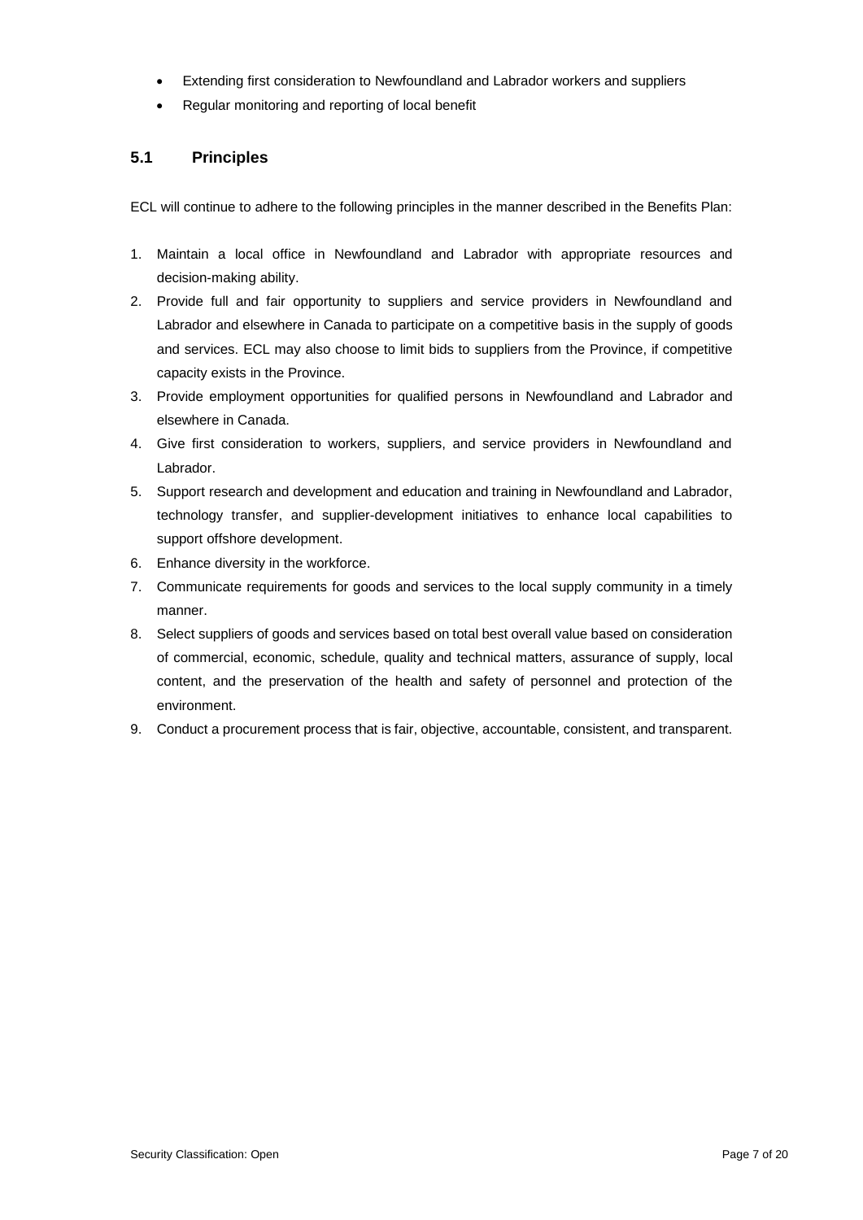- Extending first consideration to Newfoundland and Labrador workers and suppliers
- Regular monitoring and reporting of local benefit

## 5.1 Principles

ECL will continue to adhere to the following principles in the manner described in the Benefits Plan:

1. Maintain a local office in Newfoundland and Labrador with appropriate resources and decision-making ability.
2. Provide full and fair opportunity to suppliers and service providers in Newfoundland and Labrador and elsewhere in Canada to participate on a competitive basis in the supply of goods and services. ECL may also choose to limit bids to suppliers from the Province, if competitive capacity exists in the Province.
3. Provide employment opportunities for qualified persons in Newfoundland and Labrador and elsewhere in Canada.
4. Give first consideration to workers, suppliers, and service providers in Newfoundland and Labrador.
5. Support research and development and education and training in Newfoundland and Labrador, technology transfer, and supplier-development initiatives to enhance local capabilities to support offshore development.
6. Enhance diversity in the workforce.
7. Communicate requirements for goods and services to the local supply community in a timely manner.
8. Select suppliers of goods and services based on total best overall value based on consideration of commercial, economic, schedule, quality and technical matters, assurance of supply, local content, and the preservation of the health and safety of personnel and protection of the environment.
9. Conduct a procurement process that is fair, objective, accountable, consistent, and transparent.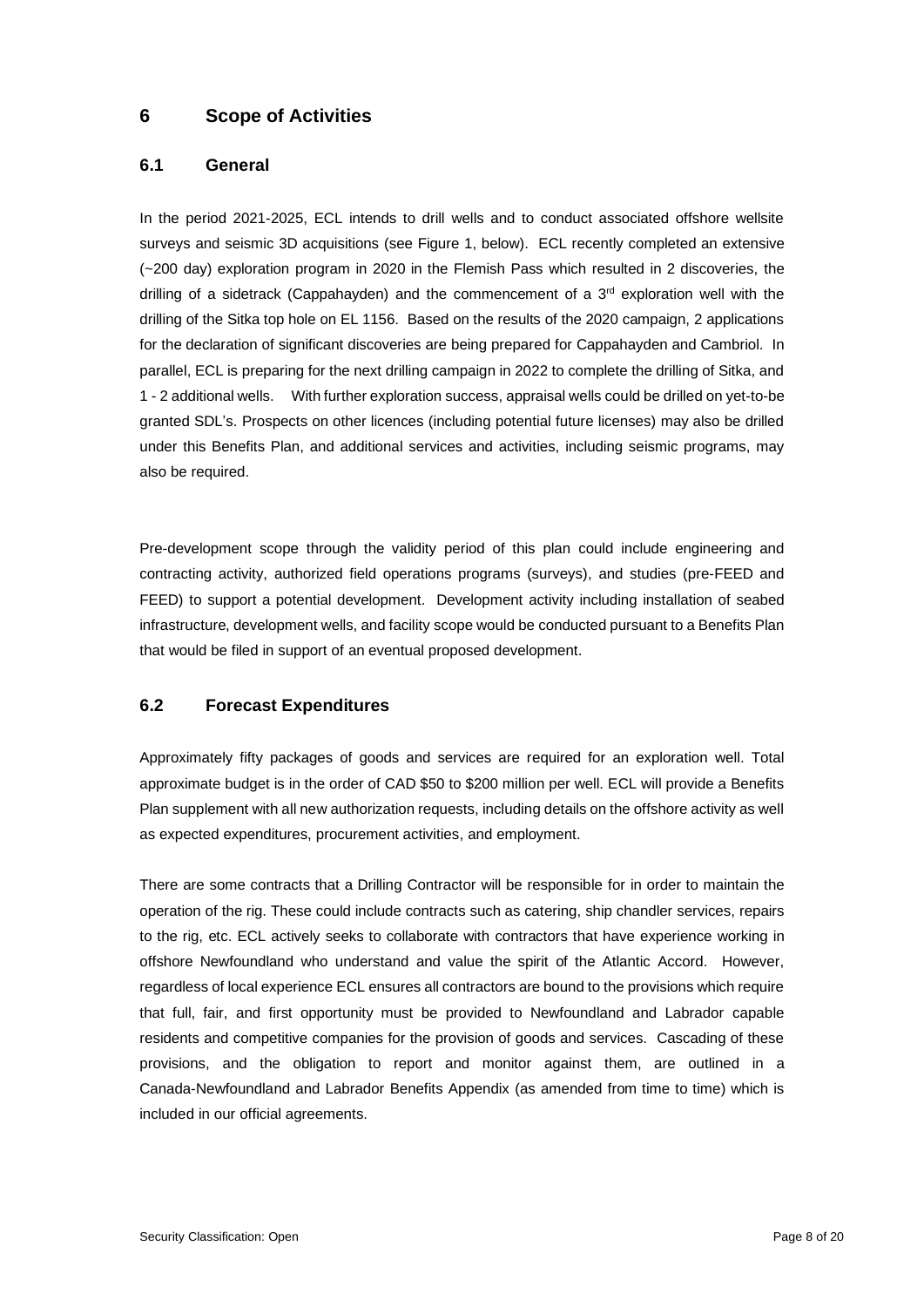## 6 Scope of Activities

### 6.1 General

In the period 2021-2025, ECL intends to drill wells and to conduct associated offshore wellsite surveys and seismic 3D acquisitions (see Figure 1, below). ECL recently completed an extensive (~200 day) exploration program in 2020 in the Flemish Pass which resulted in 2 discoveries, the drilling of a sidetrack (Cappahayden) and the commencement of a 3rd exploration well with the drilling of the Sitka top hole on EL 1156. Based on the results of the 2020 campaign, 2 applications for the declaration of significant discoveries are being prepared for Cappahayden and Cambriol. In parallel, ECL is preparing for the next drilling campaign in 2022 to complete the drilling of Sitka, and 1 - 2 additional wells. With further exploration success, appraisal wells could be drilled on yet-to-be granted SDL's. Prospects on other licences (including potential future licenses) may also be drilled under this Benefits Plan, and additional services and activities, including seismic programs, may also be required.

Pre-development scope through the validity period of this plan could include engineering and contracting activity, authorized field operations programs (surveys), and studies (pre-FEED and FEED) to support a potential development. Development activity including installation of seabed infrastructure, development wells, and facility scope would be conducted pursuant to a Benefits Plan that would be filed in support of an eventual proposed development.

### 6.2 Forecast Expenditures

Approximately fifty packages of goods and services are required for an exploration well. Total approximate budget is in the order of CAD $50 to $200 million per well. ECL will provide a Benefits Plan supplement with all new authorization requests, including details on the offshore activity as well as expected expenditures, procurement activities, and employment.

There are some contracts that a Drilling Contractor will be responsible for in order to maintain the operation of the rig. These could include contracts such as catering, ship chandler services, repairs to the rig, etc. ECL actively seeks to collaborate with contractors that have experience working in offshore Newfoundland who understand and value the spirit of the Atlantic Accord. However, regardless of local experience ECL ensures all contractors are bound to the provisions which require that full, fair, and first opportunity must be provided to Newfoundland and Labrador capable residents and competitive companies for the provision of goods and services. Cascading of these provisions, and the obligation to report and monitor against them, are outlined in a Canada-Newfoundland and Labrador Benefits Appendix (as amended from time to time) which is included in our official agreements.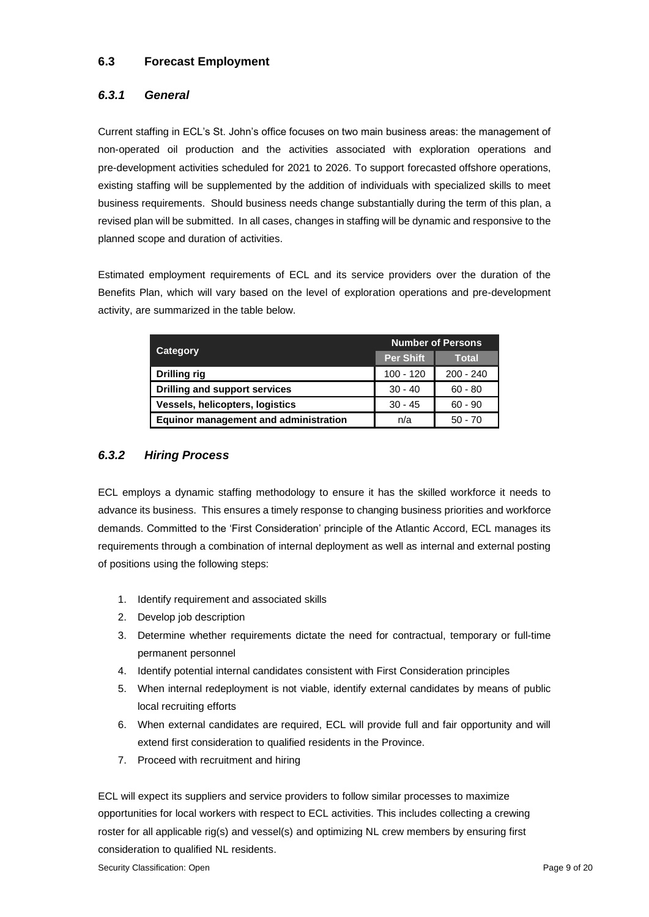## 6.3 Forecast Employment

### *6.3.1 General*

Current staffing in ECL's St. John's office focuses on two main business areas: the management of non-operated oil production and the activities associated with exploration operations and pre-development activities scheduled for 2021 to 2026. To support forecasted offshore operations, existing staffing will be supplemented by the addition of individuals with specialized skills to meet business requirements. Should business needs change substantially during the term of this plan, a revised plan will be submitted. In all cases, changes in staffing will be dynamic and responsive to the planned scope and duration of activities.

Estimated employment requirements of ECL and its service providers over the duration of the Benefits Plan, which will vary based on the level of exploration operations and pre-development activity, are summarized in the table below.

| Category | Number of Persons | |
|---|---|---|
| | Per Shift | Total |
| **Drilling rig** | 100 - 120 | 200 - 240 |
| **Drilling and support services** | 30 - 40 | 60 - 80 |
| **Vessels, helicopters, logistics** | 30 - 45 | 60 - 90 |
| **Equinor management and administration** | n/a | 50 - 70 |

### *6.3.2 Hiring Process*

ECL employs a dynamic staffing methodology to ensure it has the skilled workforce it needs to advance its business. This ensures a timely response to changing business priorities and workforce demands. Committed to the 'First Consideration' principle of the Atlantic Accord, ECL manages its requirements through a combination of internal deployment as well as internal and external posting of positions using the following steps:

1. Identify requirement and associated skills
2. Develop job description
3. Determine whether requirements dictate the need for contractual, temporary or full-time permanent personnel
4. Identify potential internal candidates consistent with First Consideration principles
5. When internal redeployment is not viable, identify external candidates by means of public local recruiting efforts
6. When external candidates are required, ECL will provide full and fair opportunity and will extend first consideration to qualified residents in the Province.
7. Proceed with recruitment and hiring

ECL will expect its suppliers and service providers to follow similar processes to maximize opportunities for local workers with respect to ECL activities. This includes collecting a crewing roster for all applicable rig(s) and vessel(s) and optimizing NL crew members by ensuring first consideration to qualified NL residents.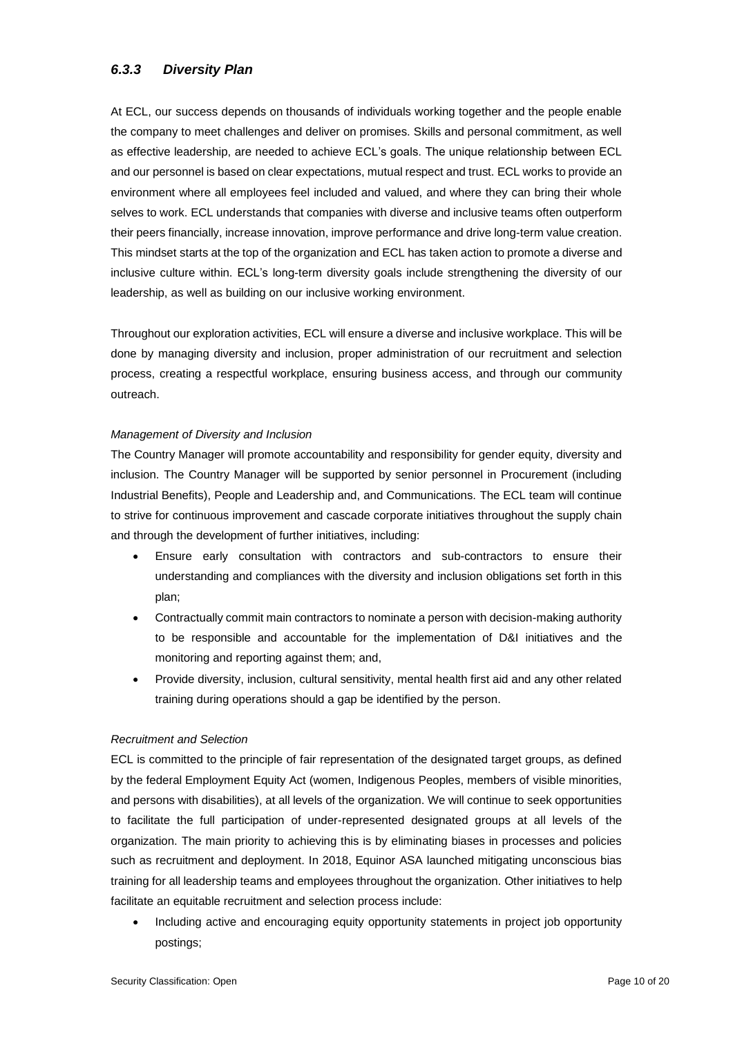### *6.3.3 Diversity Plan*

At ECL, our success depends on thousands of individuals working together and the people enable the company to meet challenges and deliver on promises. Skills and personal commitment, as well as effective leadership, are needed to achieve ECL's goals. The unique relationship between ECL and our personnel is based on clear expectations, mutual respect and trust. ECL works to provide an environment where all employees feel included and valued, and where they can bring their whole selves to work. ECL understands that companies with diverse and inclusive teams often outperform their peers financially, increase innovation, improve performance and drive long-term value creation. This mindset starts at the top of the organization and ECL has taken action to promote a diverse and inclusive culture within. ECL's long-term diversity goals include strengthening the diversity of our leadership, as well as building on our inclusive working environment.

Throughout our exploration activities, ECL will ensure a diverse and inclusive workplace. This will be done by managing diversity and inclusion, proper administration of our recruitment and selection process, creating a respectful workplace, ensuring business access, and through our community outreach.

*Management of Diversity and Inclusion*

The Country Manager will promote accountability and responsibility for gender equity, diversity and inclusion. The Country Manager will be supported by senior personnel in Procurement (including Industrial Benefits), People and Leadership and, and Communications. The ECL team will continue to strive for continuous improvement and cascade corporate initiatives throughout the supply chain and through the development of further initiatives, including:

- Ensure early consultation with contractors and sub-contractors to ensure their understanding and compliances with the diversity and inclusion obligations set forth in this plan;
- Contractually commit main contractors to nominate a person with decision-making authority to be responsible and accountable for the implementation of D&I initiatives and the monitoring and reporting against them; and,
- Provide diversity, inclusion, cultural sensitivity, mental health first aid and any other related training during operations should a gap be identified by the person.

*Recruitment and Selection*

ECL is committed to the principle of fair representation of the designated target groups, as defined by the federal Employment Equity Act (women, Indigenous Peoples, members of visible minorities, and persons with disabilities), at all levels of the organization. We will continue to seek opportunities to facilitate the full participation of under-represented designated groups at all levels of the organization. The main priority to achieving this is by eliminating biases in processes and policies such as recruitment and deployment. In 2018, Equinor ASA launched mitigating unconscious bias training for all leadership teams and employees throughout the organization. Other initiatives to help facilitate an equitable recruitment and selection process include:

- Including active and encouraging equity opportunity statements in project job opportunity postings;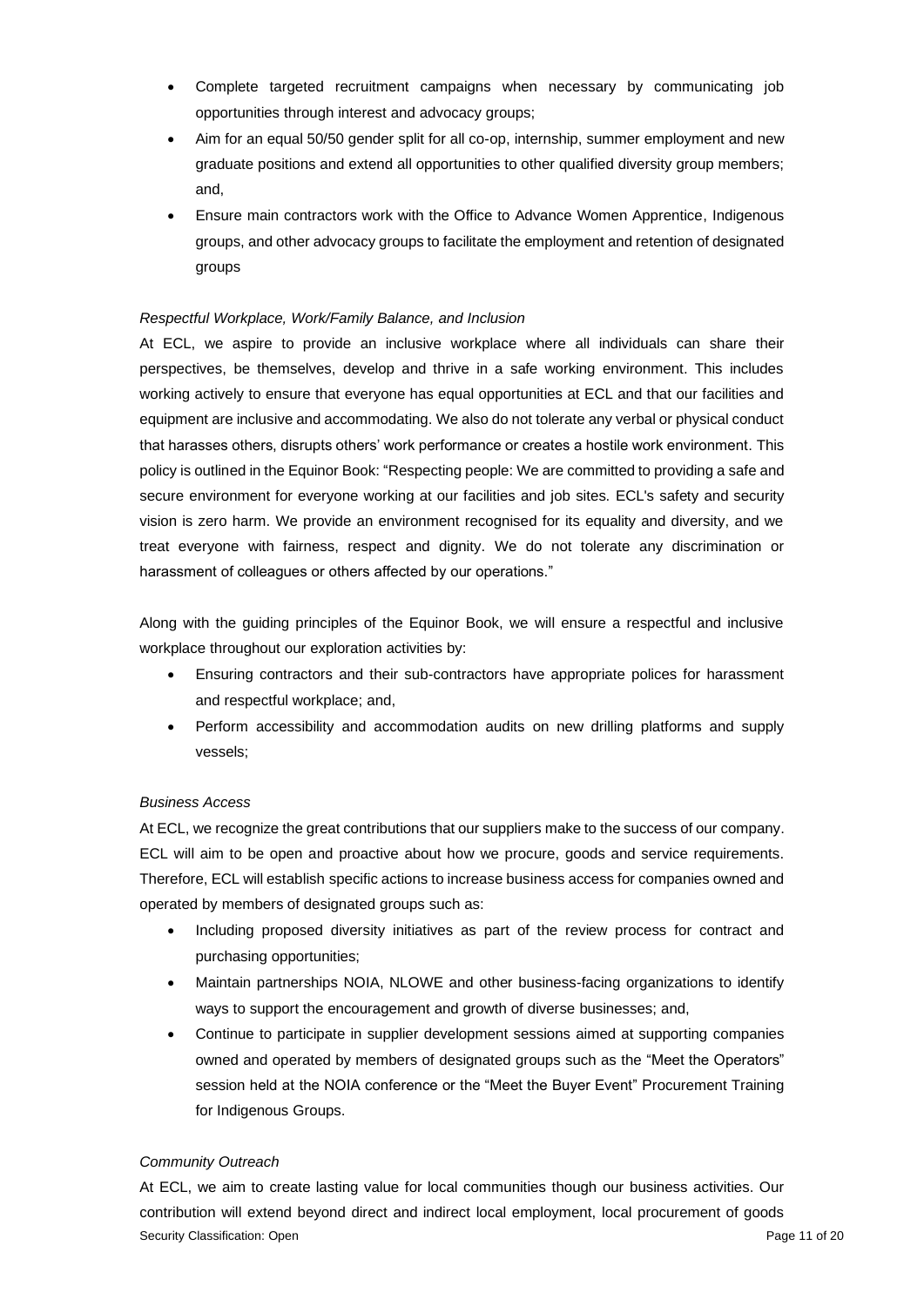- Complete targeted recruitment campaigns when necessary by communicating job opportunities through interest and advocacy groups;
- Aim for an equal 50/50 gender split for all co-op, internship, summer employment and new graduate positions and extend all opportunities to other qualified diversity group members; and,
- Ensure main contractors work with the Office to Advance Women Apprentice, Indigenous groups, and other advocacy groups to facilitate the employment and retention of designated groups

*Respectful Workplace, Work/Family Balance, and Inclusion*

At ECL, we aspire to provide an inclusive workplace where all individuals can share their perspectives, be themselves, develop and thrive in a safe working environment. This includes working actively to ensure that everyone has equal opportunities at ECL and that our facilities and equipment are inclusive and accommodating. We also do not tolerate any verbal or physical conduct that harasses others, disrupts others' work performance or creates a hostile work environment. This policy is outlined in the Equinor Book: "Respecting people: We are committed to providing a safe and secure environment for everyone working at our facilities and job sites. ECL's safety and security vision is zero harm. We provide an environment recognised for its equality and diversity, and we treat everyone with fairness, respect and dignity. We do not tolerate any discrimination or harassment of colleagues or others affected by our operations."

Along with the guiding principles of the Equinor Book, we will ensure a respectful and inclusive workplace throughout our exploration activities by:

- Ensuring contractors and their sub-contractors have appropriate polices for harassment and respectful workplace; and,
- Perform accessibility and accommodation audits on new drilling platforms and supply vessels;

*Business Access*

At ECL, we recognize the great contributions that our suppliers make to the success of our company. ECL will aim to be open and proactive about how we procure, goods and service requirements. Therefore, ECL will establish specific actions to increase business access for companies owned and operated by members of designated groups such as:

- Including proposed diversity initiatives as part of the review process for contract and purchasing opportunities;
- Maintain partnerships NOIA, NLOWE and other business-facing organizations to identify ways to support the encouragement and growth of diverse businesses; and,
- Continue to participate in supplier development sessions aimed at supporting companies owned and operated by members of designated groups such as the "Meet the Operators" session held at the NOIA conference or the "Meet the Buyer Event" Procurement Training for Indigenous Groups.

*Community Outreach*

At ECL, we aim to create lasting value for local communities though our business activities. Our contribution will extend beyond direct and indirect local employment, local procurement of goods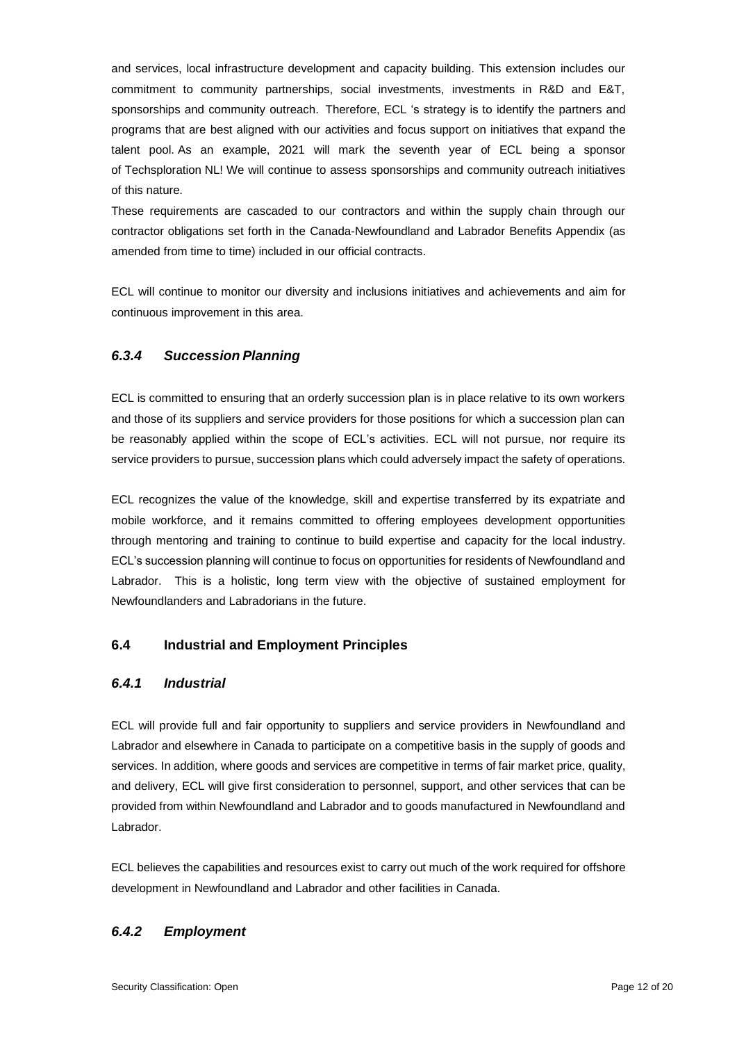and services, local infrastructure development and capacity building. This extension includes our commitment to community partnerships, social investments, investments in R&D and E&T, sponsorships and community outreach. Therefore, ECL 's strategy is to identify the partners and programs that are best aligned with our activities and focus support on initiatives that expand the talent pool. As an example, 2021 will mark the seventh year of ECL being a sponsor of Techsploration NL! We will continue to assess sponsorships and community outreach initiatives of this nature.

These requirements are cascaded to our contractors and within the supply chain through our contractor obligations set forth in the Canada-Newfoundland and Labrador Benefits Appendix (as amended from time to time) included in our official contracts.

ECL will continue to monitor our diversity and inclusions initiatives and achievements and aim for continuous improvement in this area.

### *6.3.4 Succession Planning*

ECL is committed to ensuring that an orderly succession plan is in place relative to its own workers and those of its suppliers and service providers for those positions for which a succession plan can be reasonably applied within the scope of ECL's activities. ECL will not pursue, nor require its service providers to pursue, succession plans which could adversely impact the safety of operations.

ECL recognizes the value of the knowledge, skill and expertise transferred by its expatriate and mobile workforce, and it remains committed to offering employees development opportunities through mentoring and training to continue to build expertise and capacity for the local industry. ECL's succession planning will continue to focus on opportunities for residents of Newfoundland and Labrador. This is a holistic, long term view with the objective of sustained employment for Newfoundlanders and Labradorians in the future.

## 6.4 Industrial and Employment Principles

### *6.4.1 Industrial*

ECL will provide full and fair opportunity to suppliers and service providers in Newfoundland and Labrador and elsewhere in Canada to participate on a competitive basis in the supply of goods and services. In addition, where goods and services are competitive in terms of fair market price, quality, and delivery, ECL will give first consideration to personnel, support, and other services that can be provided from within Newfoundland and Labrador and to goods manufactured in Newfoundland and Labrador.

ECL believes the capabilities and resources exist to carry out much of the work required for offshore development in Newfoundland and Labrador and other facilities in Canada.

### *6.4.2 Employment*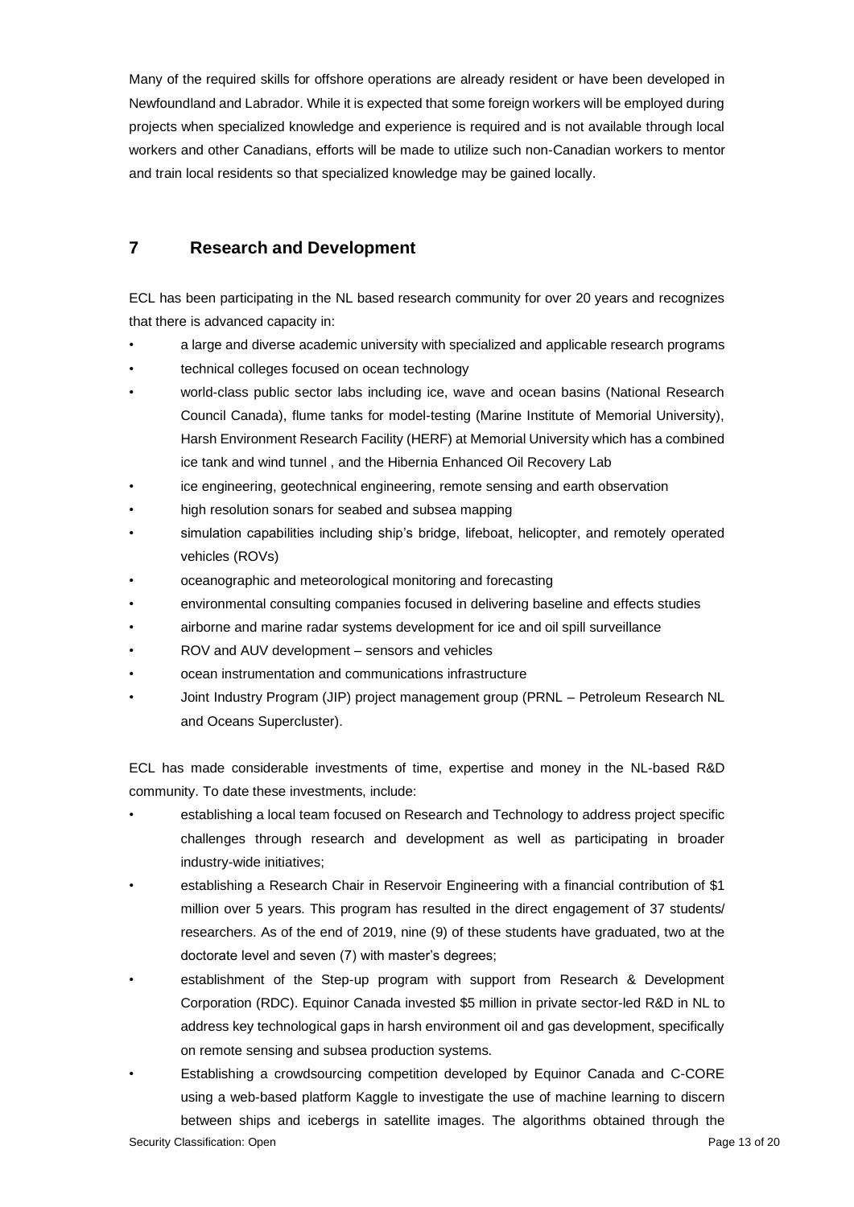Many of the required skills for offshore operations are already resident or have been developed in Newfoundland and Labrador. While it is expected that some foreign workers will be employed during projects when specialized knowledge and experience is required and is not available through local workers and other Canadians, efforts will be made to utilize such non-Canadian workers to mentor and train local residents so that specialized knowledge may be gained locally.

# 7 Research and Development

ECL has been participating in the NL based research community for over 20 years and recognizes that there is advanced capacity in:

- a large and diverse academic university with specialized and applicable research programs
- technical colleges focused on ocean technology
- world-class public sector labs including ice, wave and ocean basins (National Research Council Canada), flume tanks for model-testing (Marine Institute of Memorial University), Harsh Environment Research Facility (HERF) at Memorial University which has a combined ice tank and wind tunnel , and the Hibernia Enhanced Oil Recovery Lab
- ice engineering, geotechnical engineering, remote sensing and earth observation
- high resolution sonars for seabed and subsea mapping
- simulation capabilities including ship's bridge, lifeboat, helicopter, and remotely operated vehicles (ROVs)
- oceanographic and meteorological monitoring and forecasting
- environmental consulting companies focused in delivering baseline and effects studies
- airborne and marine radar systems development for ice and oil spill surveillance
- ROV and AUV development – sensors and vehicles
- ocean instrumentation and communications infrastructure
- Joint Industry Program (JIP) project management group (PRNL – Petroleum Research NL and Oceans Supercluster).

ECL has made considerable investments of time, expertise and money in the NL-based R&D community. To date these investments, include:

- establishing a local team focused on Research and Technology to address project specific challenges through research and development as well as participating in broader industry-wide initiatives;
- establishing a Research Chair in Reservoir Engineering with a financial contribution of $1 million over 5 years. This program has resulted in the direct engagement of 37 students/ researchers. As of the end of 2019, nine (9) of these students have graduated, two at the doctorate level and seven (7) with master's degrees;
- establishment of the Step-up program with support from Research & Development Corporation (RDC). Equinor Canada invested $5 million in private sector-led R&D in NL to address key technological gaps in harsh environment oil and gas development, specifically on remote sensing and subsea production systems.
- Establishing a crowdsourcing competition developed by Equinor Canada and C-CORE using a web-based platform Kaggle to investigate the use of machine learning to discern between ships and icebergs in satellite images. The algorithms obtained through the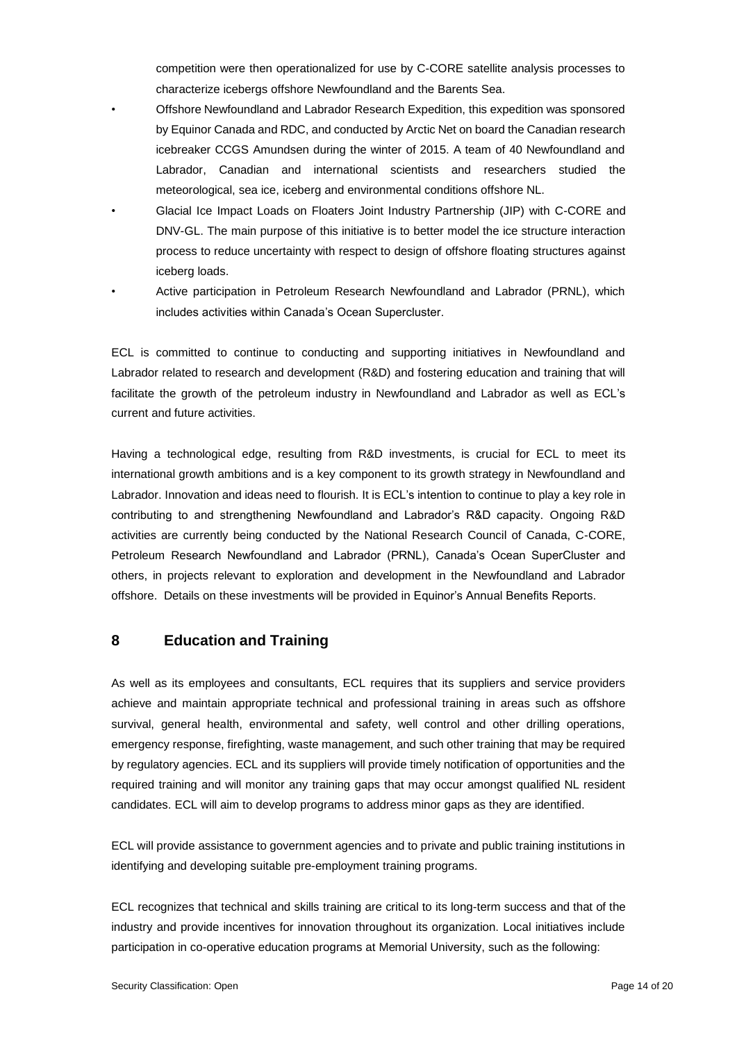competition were then operationalized for use by C-CORE satellite analysis processes to characterize icebergs offshore Newfoundland and the Barents Sea.

- Offshore Newfoundland and Labrador Research Expedition, this expedition was sponsored by Equinor Canada and RDC, and conducted by Arctic Net on board the Canadian research icebreaker CCGS Amundsen during the winter of 2015. A team of 40 Newfoundland and Labrador, Canadian and international scientists and researchers studied the meteorological, sea ice, iceberg and environmental conditions offshore NL.
- Glacial Ice Impact Loads on Floaters Joint Industry Partnership (JIP) with C-CORE and DNV-GL. The main purpose of this initiative is to better model the ice structure interaction process to reduce uncertainty with respect to design of offshore floating structures against iceberg loads.
- Active participation in Petroleum Research Newfoundland and Labrador (PRNL), which includes activities within Canada's Ocean Supercluster.

ECL is committed to continue to conducting and supporting initiatives in Newfoundland and Labrador related to research and development (R&D) and fostering education and training that will facilitate the growth of the petroleum industry in Newfoundland and Labrador as well as ECL's current and future activities.

Having a technological edge, resulting from R&D investments, is crucial for ECL to meet its international growth ambitions and is a key component to its growth strategy in Newfoundland and Labrador. Innovation and ideas need to flourish. It is ECL's intention to continue to play a key role in contributing to and strengthening Newfoundland and Labrador's R&D capacity. Ongoing R&D activities are currently being conducted by the National Research Council of Canada, C-CORE, Petroleum Research Newfoundland and Labrador (PRNL), Canada's Ocean SuperCluster and others, in projects relevant to exploration and development in the Newfoundland and Labrador offshore. Details on these investments will be provided in Equinor's Annual Benefits Reports.

## 8 Education and Training

As well as its employees and consultants, ECL requires that its suppliers and service providers achieve and maintain appropriate technical and professional training in areas such as offshore survival, general health, environmental and safety, well control and other drilling operations, emergency response, firefighting, waste management, and such other training that may be required by regulatory agencies. ECL and its suppliers will provide timely notification of opportunities and the required training and will monitor any training gaps that may occur amongst qualified NL resident candidates. ECL will aim to develop programs to address minor gaps as they are identified.

ECL will provide assistance to government agencies and to private and public training institutions in identifying and developing suitable pre-employment training programs.

ECL recognizes that technical and skills training are critical to its long-term success and that of the industry and provide incentives for innovation throughout its organization. Local initiatives include participation in co-operative education programs at Memorial University, such as the following: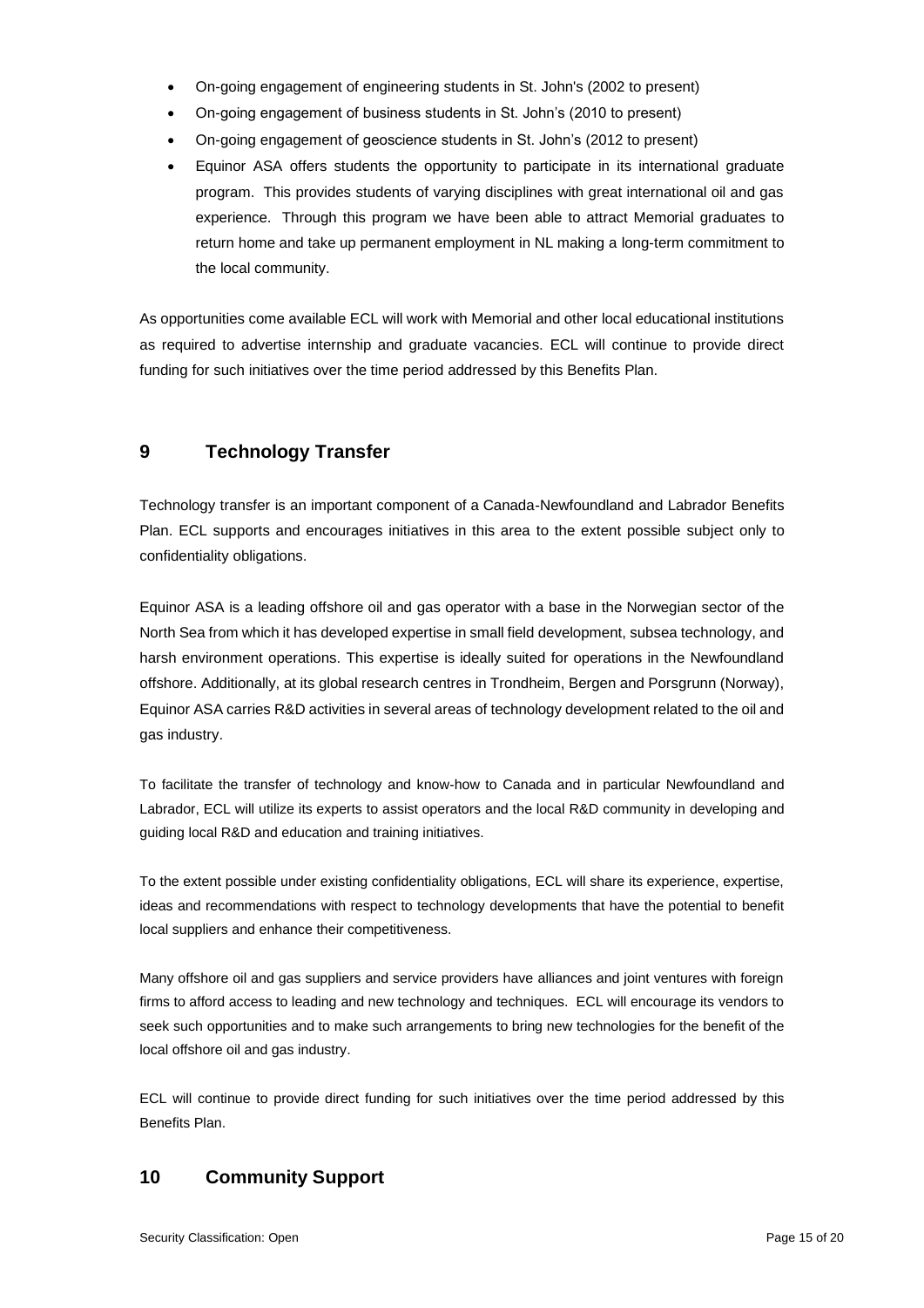- On-going engagement of engineering students in St. John's (2002 to present)
- On-going engagement of business students in St. John's (2010 to present)
- On-going engagement of geoscience students in St. John's (2012 to present)
- Equinor ASA offers students the opportunity to participate in its international graduate program. This provides students of varying disciplines with great international oil and gas experience. Through this program we have been able to attract Memorial graduates to return home and take up permanent employment in NL making a long-term commitment to the local community.

As opportunities come available ECL will work with Memorial and other local educational institutions as required to advertise internship and graduate vacancies. ECL will continue to provide direct funding for such initiatives over the time period addressed by this Benefits Plan.

## 9 Technology Transfer

Technology transfer is an important component of a Canada-Newfoundland and Labrador Benefits Plan. ECL supports and encourages initiatives in this area to the extent possible subject only to confidentiality obligations.

Equinor ASA is a leading offshore oil and gas operator with a base in the Norwegian sector of the North Sea from which it has developed expertise in small field development, subsea technology, and harsh environment operations. This expertise is ideally suited for operations in the Newfoundland offshore. Additionally, at its global research centres in Trondheim, Bergen and Porsgrunn (Norway), Equinor ASA carries R&D activities in several areas of technology development related to the oil and gas industry.

To facilitate the transfer of technology and know-how to Canada and in particular Newfoundland and Labrador, ECL will utilize its experts to assist operators and the local R&D community in developing and guiding local R&D and education and training initiatives.

To the extent possible under existing confidentiality obligations, ECL will share its experience, expertise, ideas and recommendations with respect to technology developments that have the potential to benefit local suppliers and enhance their competitiveness.

Many offshore oil and gas suppliers and service providers have alliances and joint ventures with foreign firms to afford access to leading and new technology and techniques. ECL will encourage its vendors to seek such opportunities and to make such arrangements to bring new technologies for the benefit of the local offshore oil and gas industry.

ECL will continue to provide direct funding for such initiatives over the time period addressed by this Benefits Plan.

## 10 Community Support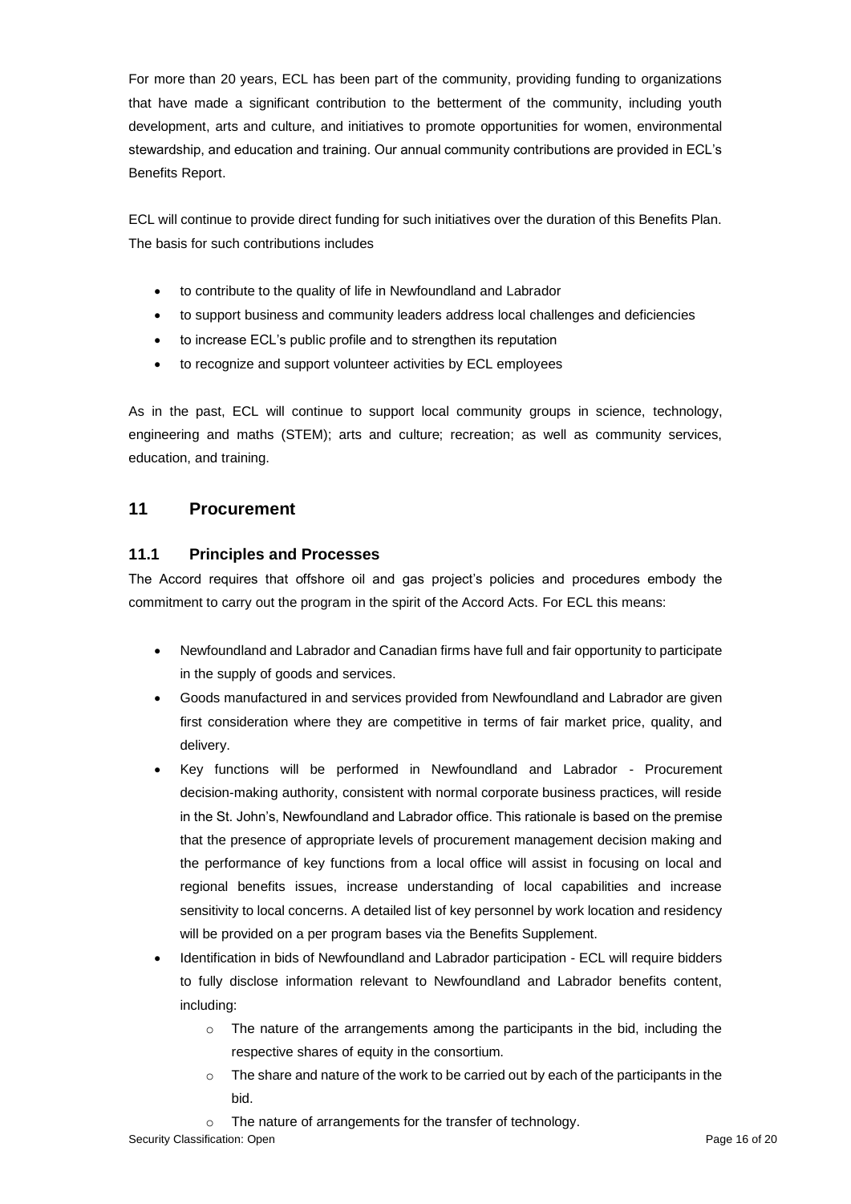For more than 20 years, ECL has been part of the community, providing funding to organizations that have made a significant contribution to the betterment of the community, including youth development, arts and culture, and initiatives to promote opportunities for women, environmental stewardship, and education and training. Our annual community contributions are provided in ECL's Benefits Report.

ECL will continue to provide direct funding for such initiatives over the duration of this Benefits Plan. The basis for such contributions includes

- to contribute to the quality of life in Newfoundland and Labrador
- to support business and community leaders address local challenges and deficiencies
- to increase ECL's public profile and to strengthen its reputation
- to recognize and support volunteer activities by ECL employees

As in the past, ECL will continue to support local community groups in science, technology, engineering and maths (STEM); arts and culture; recreation; as well as community services, education, and training.

## 11 Procurement

### 11.1 Principles and Processes

The Accord requires that offshore oil and gas project's policies and procedures embody the commitment to carry out the program in the spirit of the Accord Acts. For ECL this means:

- Newfoundland and Labrador and Canadian firms have full and fair opportunity to participate in the supply of goods and services.
- Goods manufactured in and services provided from Newfoundland and Labrador are given first consideration where they are competitive in terms of fair market price, quality, and delivery.
- Key functions will be performed in Newfoundland and Labrador - Procurement decision-making authority, consistent with normal corporate business practices, will reside in the St. John's, Newfoundland and Labrador office. This rationale is based on the premise that the presence of appropriate levels of procurement management decision making and the performance of key functions from a local office will assist in focusing on local and regional benefits issues, increase understanding of local capabilities and increase sensitivity to local concerns. A detailed list of key personnel by work location and residency will be provided on a per program bases via the Benefits Supplement.
- Identification in bids of Newfoundland and Labrador participation - ECL will require bidders to fully disclose information relevant to Newfoundland and Labrador benefits content, including:
  - The nature of the arrangements among the participants in the bid, including the respective shares of equity in the consortium.
  - The share and nature of the work to be carried out by each of the participants in the bid.
  - The nature of arrangements for the transfer of technology.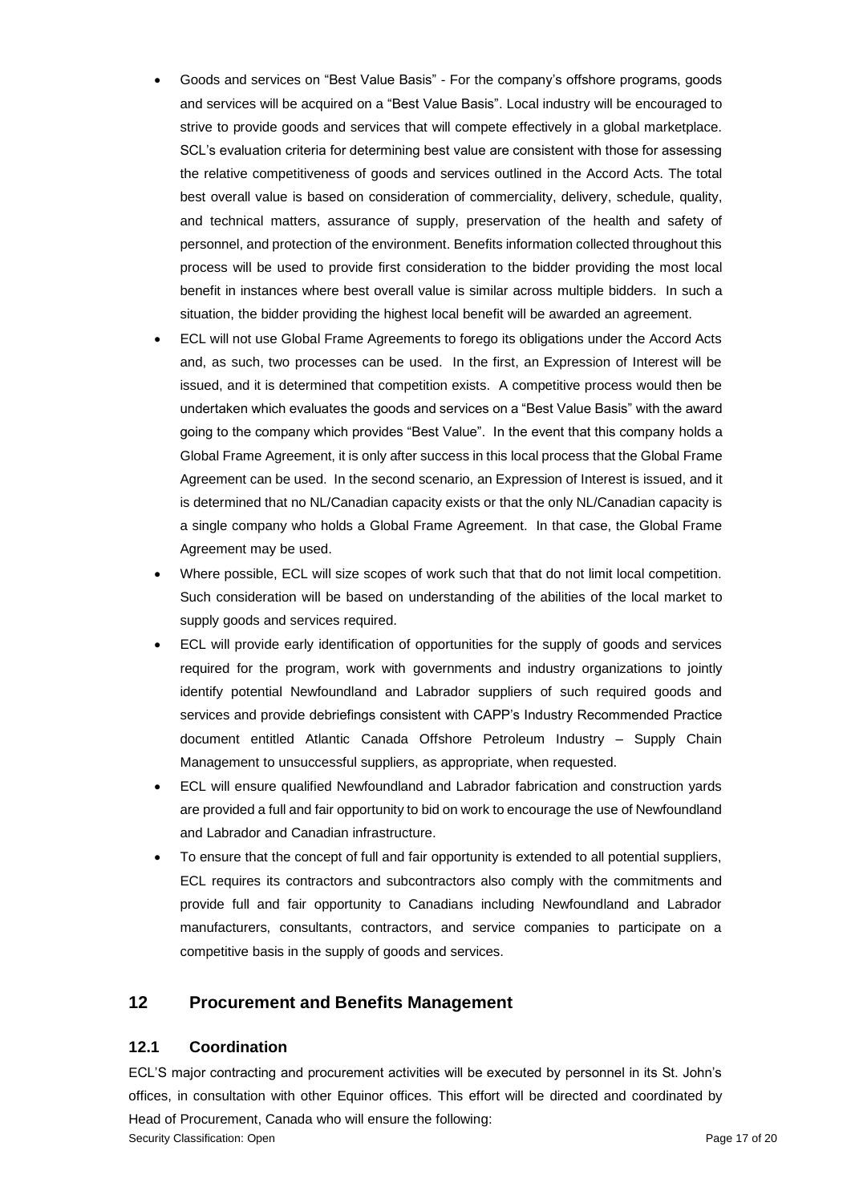- Goods and services on "Best Value Basis" - For the company's offshore programs, goods and services will be acquired on a "Best Value Basis". Local industry will be encouraged to strive to provide goods and services that will compete effectively in a global marketplace. SCL's evaluation criteria for determining best value are consistent with those for assessing the relative competitiveness of goods and services outlined in the Accord Acts. The total best overall value is based on consideration of commerciality, delivery, schedule, quality, and technical matters, assurance of supply, preservation of the health and safety of personnel, and protection of the environment. Benefits information collected throughout this process will be used to provide first consideration to the bidder providing the most local benefit in instances where best overall value is similar across multiple bidders. In such a situation, the bidder providing the highest local benefit will be awarded an agreement.
- ECL will not use Global Frame Agreements to forego its obligations under the Accord Acts and, as such, two processes can be used. In the first, an Expression of Interest will be issued, and it is determined that competition exists. A competitive process would then be undertaken which evaluates the goods and services on a "Best Value Basis" with the award going to the company which provides "Best Value". In the event that this company holds a Global Frame Agreement, it is only after success in this local process that the Global Frame Agreement can be used. In the second scenario, an Expression of Interest is issued, and it is determined that no NL/Canadian capacity exists or that the only NL/Canadian capacity is a single company who holds a Global Frame Agreement. In that case, the Global Frame Agreement may be used.
- Where possible, ECL will size scopes of work such that that do not limit local competition. Such consideration will be based on understanding of the abilities of the local market to supply goods and services required.
- ECL will provide early identification of opportunities for the supply of goods and services required for the program, work with governments and industry organizations to jointly identify potential Newfoundland and Labrador suppliers of such required goods and services and provide debriefings consistent with CAPP's Industry Recommended Practice document entitled Atlantic Canada Offshore Petroleum Industry – Supply Chain Management to unsuccessful suppliers, as appropriate, when requested.
- ECL will ensure qualified Newfoundland and Labrador fabrication and construction yards are provided a full and fair opportunity to bid on work to encourage the use of Newfoundland and Labrador and Canadian infrastructure.
- To ensure that the concept of full and fair opportunity is extended to all potential suppliers, ECL requires its contractors and subcontractors also comply with the commitments and provide full and fair opportunity to Canadians including Newfoundland and Labrador manufacturers, consultants, contractors, and service companies to participate on a competitive basis in the supply of goods and services.

## 12 Procurement and Benefits Management

### 12.1 Coordination

ECL'S major contracting and procurement activities will be executed by personnel in its St. John's offices, in consultation with other Equinor offices. This effort will be directed and coordinated by Head of Procurement, Canada who will ensure the following: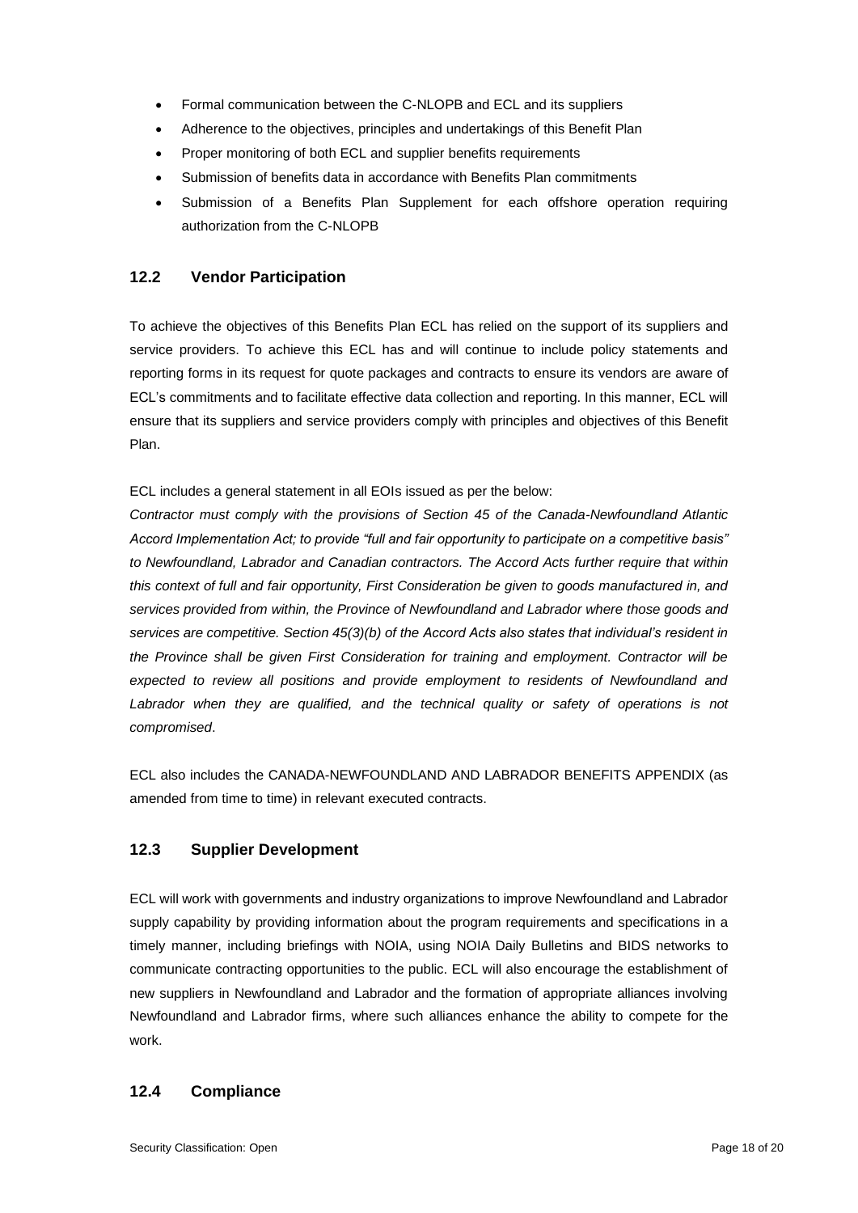- Formal communication between the C-NLOPB and ECL and its suppliers
- Adherence to the objectives, principles and undertakings of this Benefit Plan
- Proper monitoring of both ECL and supplier benefits requirements
- Submission of benefits data in accordance with Benefits Plan commitments
- Submission of a Benefits Plan Supplement for each offshore operation requiring authorization from the C-NLOPB

## 12.2 Vendor Participation

To achieve the objectives of this Benefits Plan ECL has relied on the support of its suppliers and service providers. To achieve this ECL has and will continue to include policy statements and reporting forms in its request for quote packages and contracts to ensure its vendors are aware of ECL's commitments and to facilitate effective data collection and reporting. In this manner, ECL will ensure that its suppliers and service providers comply with principles and objectives of this Benefit Plan.

ECL includes a general statement in all EOIs issued as per the below:

*Contractor must comply with the provisions of Section 45 of the Canada-Newfoundland Atlantic Accord Implementation Act; to provide "full and fair opportunity to participate on a competitive basis" to Newfoundland, Labrador and Canadian contractors. The Accord Acts further require that within this context of full and fair opportunity, First Consideration be given to goods manufactured in, and services provided from within, the Province of Newfoundland and Labrador where those goods and services are competitive. Section 45(3)(b) of the Accord Acts also states that individual's resident in the Province shall be given First Consideration for training and employment. Contractor will be expected to review all positions and provide employment to residents of Newfoundland and Labrador when they are qualified, and the technical quality or safety of operations is not compromised*.

ECL also includes the CANADA-NEWFOUNDLAND AND LABRADOR BENEFITS APPENDIX (as amended from time to time) in relevant executed contracts.

## 12.3 Supplier Development

ECL will work with governments and industry organizations to improve Newfoundland and Labrador supply capability by providing information about the program requirements and specifications in a timely manner, including briefings with NOIA, using NOIA Daily Bulletins and BIDS networks to communicate contracting opportunities to the public. ECL will also encourage the establishment of new suppliers in Newfoundland and Labrador and the formation of appropriate alliances involving Newfoundland and Labrador firms, where such alliances enhance the ability to compete for the work.

## 12.4 Compliance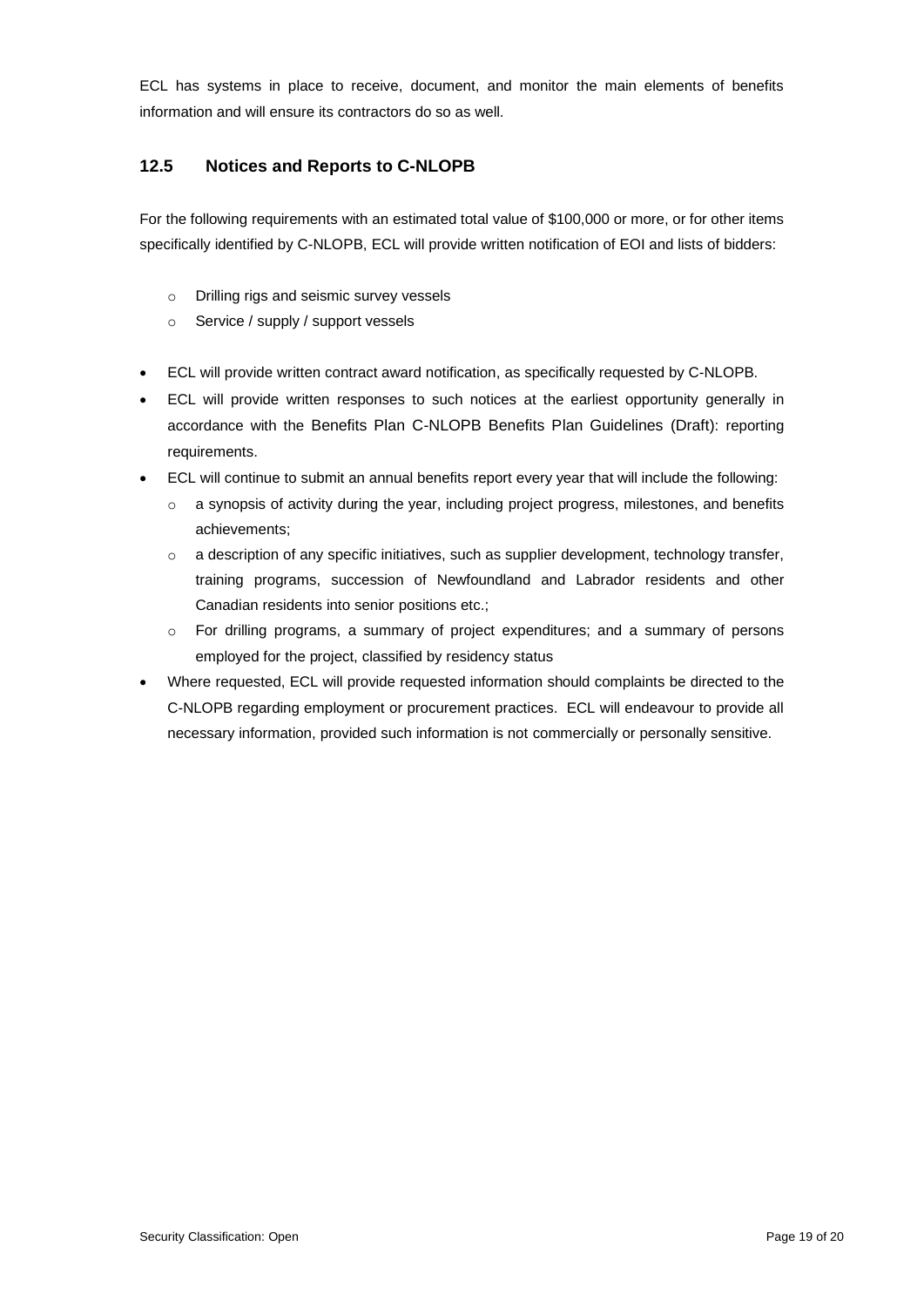ECL has systems in place to receive, document, and monitor the main elements of benefits information and will ensure its contractors do so as well.

## 12.5 Notices and Reports to C-NLOPB

For the following requirements with an estimated total value of $100,000 or more, or for other items specifically identified by C-NLOPB, ECL will provide written notification of EOI and lists of bidders:

- Drilling rigs and seismic survey vessels
- Service / supply / support vessels

- ECL will provide written contract award notification, as specifically requested by C-NLOPB.
- ECL will provide written responses to such notices at the earliest opportunity generally in accordance with the Benefits Plan C-NLOPB Benefits Plan Guidelines (Draft): reporting requirements.
- ECL will continue to submit an annual benefits report every year that will include the following:
  - a synopsis of activity during the year, including project progress, milestones, and benefits achievements;
  - a description of any specific initiatives, such as supplier development, technology transfer, training programs, succession of Newfoundland and Labrador residents and other Canadian residents into senior positions etc.;
  - For drilling programs, a summary of project expenditures; and a summary of persons employed for the project, classified by residency status
- Where requested, ECL will provide requested information should complaints be directed to the C-NLOPB regarding employment or procurement practices. ECL will endeavour to provide all necessary information, provided such information is not commercially or personally sensitive.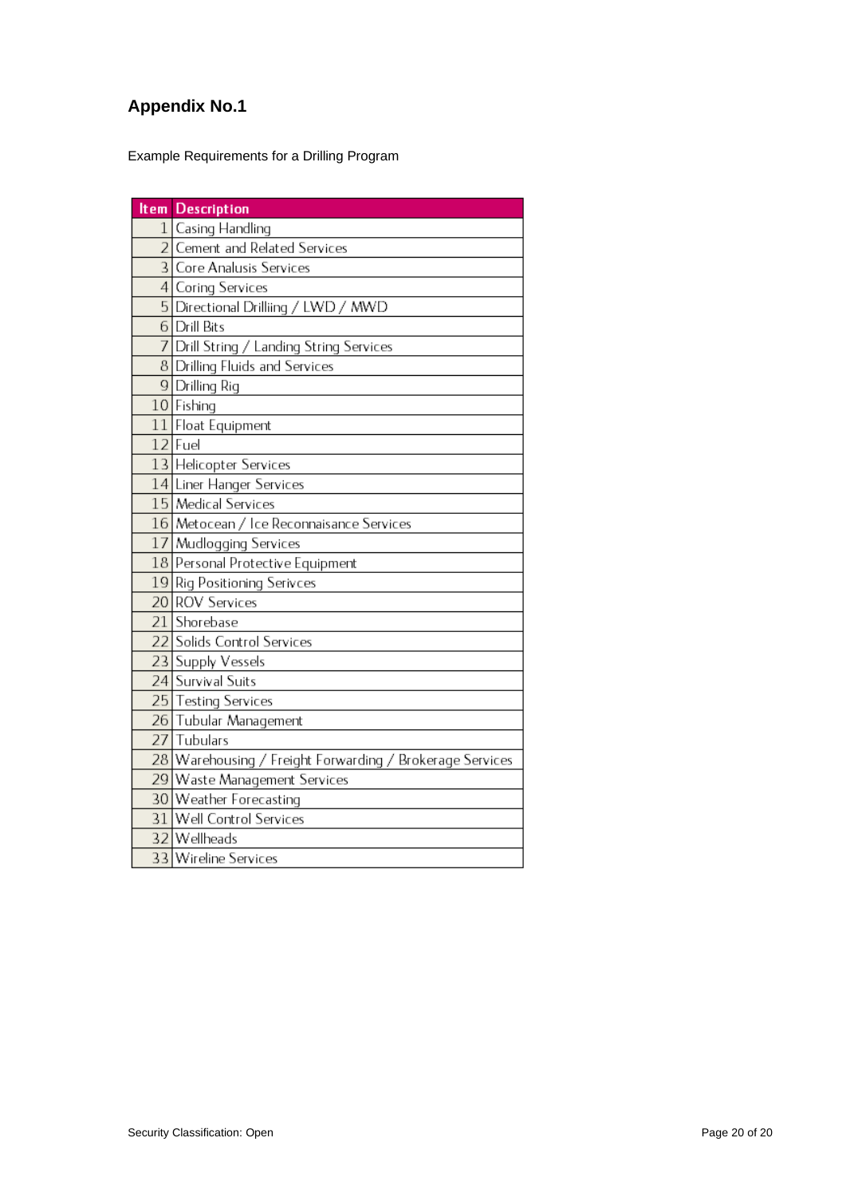## Appendix No.1

Example Requirements for a Drilling Program

| Item | Description |
|---|---|
| 1 | Casing Handling |
| 2 | Cement and Related Services |
| 3 | Core Analusis Services |
| 4 | Coring Services |
| 5 | Directional Drilling / LWD / MWD |
| 6 | Drill Bits |
| 7 | Drill String / Landing String Services |
| 8 | Drilling Fluids and Services |
| 9 | Drilling Rig |
| 10 | Fishing |
| 11 | Float Equipment |
| 12 | Fuel |
| 13 | Helicopter Services |
| 14 | Liner Hanger Services |
| 15 | Medical Services |
| 16 | Metocean / Ice Reconnaisance Services |
| 17 | Mudlogging Services |
| 18 | Personal Protective Equipment |
| 19 | Rig Positioning Serivces |
| 20 | ROV Services |
| 21 | Shorebase |
| 22 | Solids Control Services |
| 23 | Supply Vessels |
| 24 | Survival Suits |
| 25 | Testing Services |
| 26 | Tubular Management |
| 27 | Tubulars |
| 28 | Warehousing / Freight Forwarding / Brokerage Services |
| 29 | Waste Management Services |
| 30 | Weather Forecasting |
| 31 | Well Control Services |
| 32 | Wellheads |
| 33 | Wireline Services |

Security Classification: Open